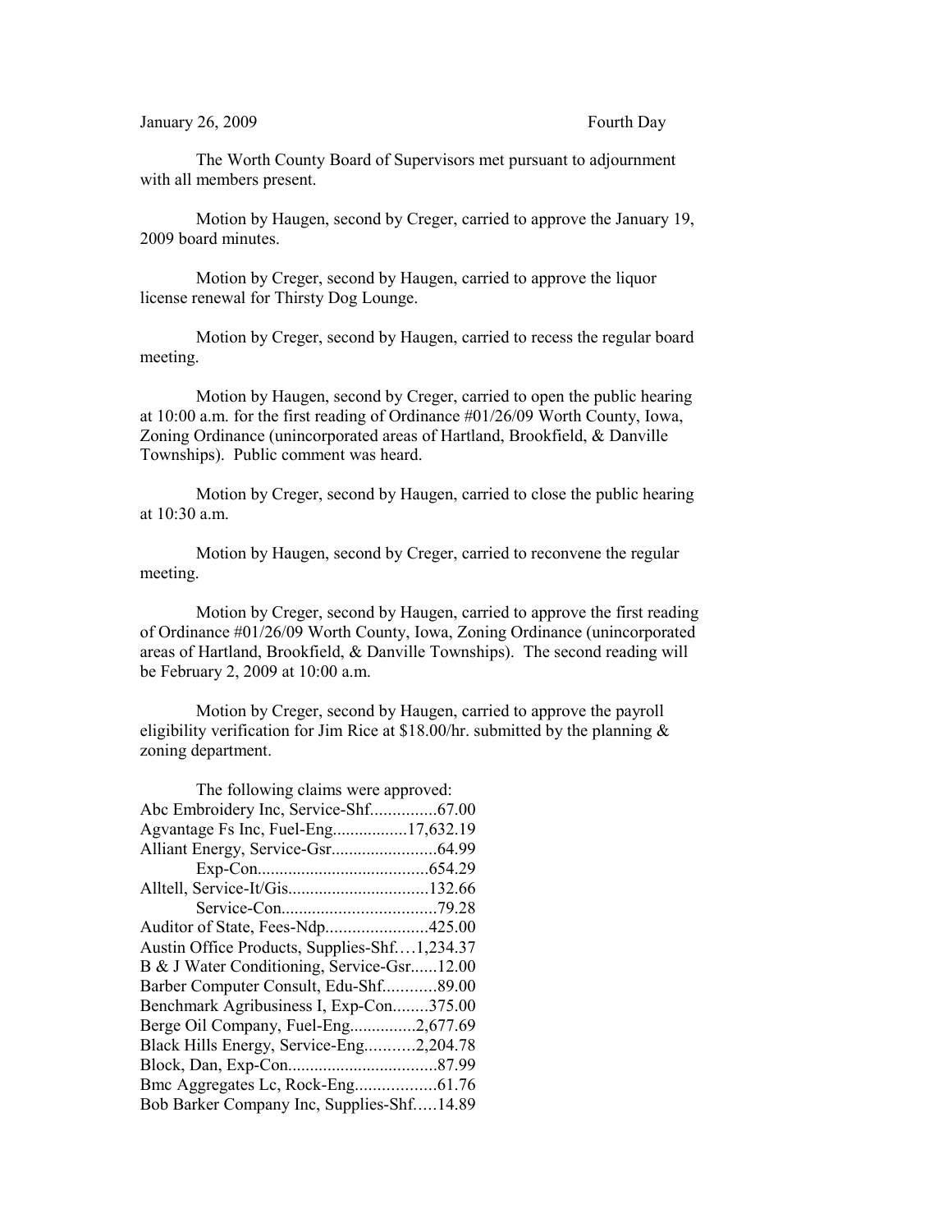January 26, 2009 Fourth Day

The Worth County Board of Supervisors met pursuant to adjournment with all members present.

Motion by Haugen, second by Creger, carried to approve the January 19, 2009 board minutes.

Motion by Creger, second by Haugen, carried to approve the liquor license renewal for Thirsty Dog Lounge.

Motion by Creger, second by Haugen, carried to recess the regular board meeting.

Motion by Haugen, second by Creger, carried to open the public hearing at 10:00 a.m. for the first reading of Ordinance #01/26/09 Worth County, Iowa, Zoning Ordinance (unincorporated areas of Hartland, Brookfield, & Danville Townships). Public comment was heard.

Motion by Creger, second by Haugen, carried to close the public hearing at 10:30 a.m.

Motion by Haugen, second by Creger, carried to reconvene the regular meeting.

Motion by Creger, second by Haugen, carried to approve the first reading of Ordinance #01/26/09 Worth County, Iowa, Zoning Ordinance (unincorporated areas of Hartland, Brookfield, & Danville Townships). The second reading will be February 2, 2009 at 10:00 a.m.

Motion by Creger, second by Haugen, carried to approve the payroll eligibility verification for Jim Rice at $18.00/hr. submitted by the planning & zoning department.

The following claims were approved:

Abc Embroidery Inc, Service-Shf...............67.00
Agvantage Fs Inc, Fuel-Eng.................17,632.19
Alliant Energy, Service-Gsr........................64.99
Exp-Con......................................654.29
Alltell, Service-It/Gis................................132.66
Service-Con...................................79.28
Auditor of State, Fees-Ndp.......................425.00
Austin Office Products, Supplies-Shf….1,234.37
B & J Water Conditioning, Service-Gsr......12.00
Barber Computer Consult, Edu-Shf............89.00
Benchmark Agribusiness I, Exp-Con........375.00
Berge Oil Company, Fuel-Eng...............2,677.69
Black Hills Energy, Service-Eng...........2,204.78
Block, Dan, Exp-Con..................................87.99
Bmc Aggregates Lc, Rock-Eng..................61.76
Bob Barker Company Inc, Supplies-Shf…..14.89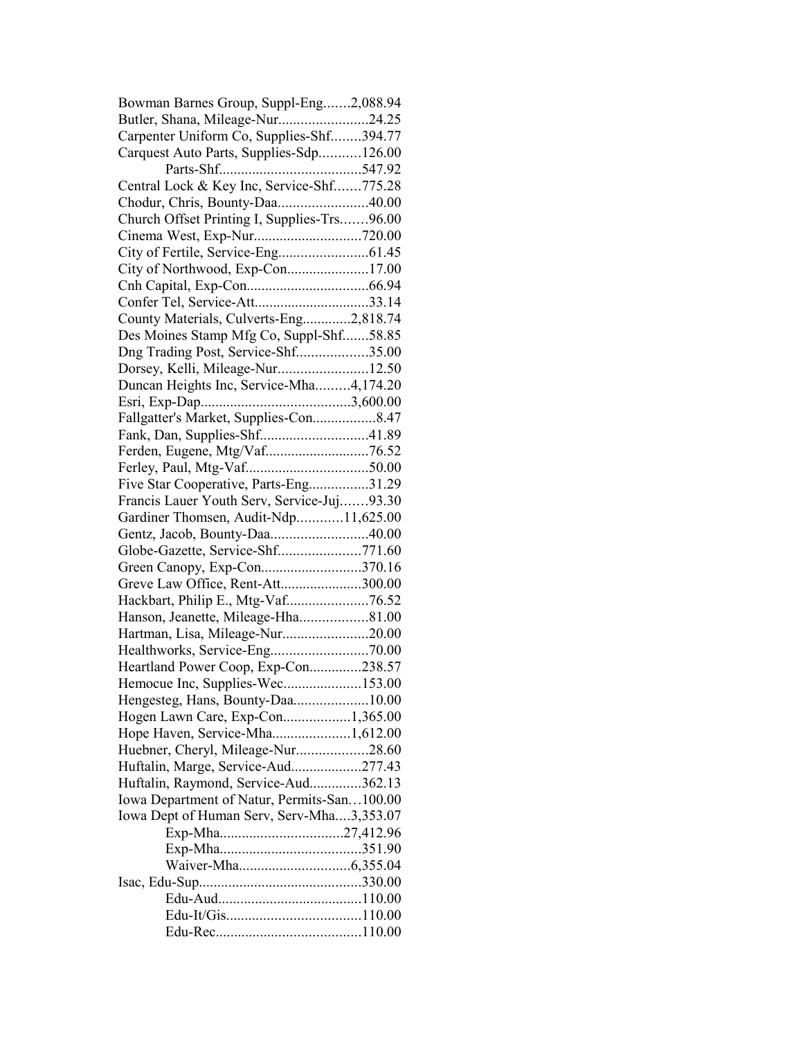Bowman Barnes Group, Suppl-Eng.......2,088.94
Butler, Shana, Mileage-Nur........................24.25
Carpenter Uniform Co, Supplies-Shf........394.77
Carquest Auto Parts, Supplies-Sdp...........126.00
Parts-Shf......................................547.92
Central Lock & Key Inc, Service-Shf.......775.28
Chodur, Chris, Bounty-Daa........................40.00
Church Offset Printing I, Supplies-Trs.......96.00
Cinema West, Exp-Nur............................720.00
City of Fertile, Service-Eng........................61.45
City of Northwood, Exp-Con......................17.00
Cnh Capital, Exp-Con................................66.94
Confer Tel, Service-Att..............................33.14
County Materials, Culverts-Eng.............2,818.74
Des Moines Stamp Mfg Co, Suppl-Shf.......58.85
Dng Trading Post, Service-Shf...................35.00
Dorsey, Kelli, Mileage-Nur........................12.50
Duncan Heights Inc, Service-Mha.........4,174.20
Esri, Exp-Dap........................................3,600.00
Fallgatter's Market, Supplies-Con.................8.47
Fank, Dan, Supplies-Shf............................41.89
Ferden, Eugene, Mtg/Vaf...........................76.52
Ferley, Paul, Mtg-Vaf.................................50.00
Five Star Cooperative, Parts-Eng................31.29
Francis Lauer Youth Serv, Service-Juj.......93.30
Gardiner Thomsen, Audit-Ndp............11,625.00
Gentz, Jacob, Bounty-Daa..........................40.00
Globe-Gazette, Service-Shf......................771.60
Green Canopy, Exp-Con...........................370.16
Greve Law Office, Rent-Att......................300.00
Hackbart, Philip E., Mtg-Vaf......................76.52
Hanson, Jeanette, Mileage-Hha..................81.00
Hartman, Lisa, Mileage-Nur.......................20.00
Healthworks, Service-Eng..........................70.00
Heartland Power Coop, Exp-Con..............238.57
Hemocue Inc, Supplies-Wec.....................153.00
Hengesteg, Hans, Bounty-Daa....................10.00
Hogen Lawn Care, Exp-Con..................1,365.00
Hope Haven, Service-Mha.....................1,612.00
Huebner, Cheryl, Mileage-Nur...................28.60
Huftalin, Marge, Service-Aud...................277.43
Huftalin, Raymond, Service-Aud..............362.13
Iowa Department of Natur, Permits-San…100.00
Iowa Dept of Human Serv, Serv-Mha....3,353.07
Exp-Mha.................................27,412.96
Exp-Mha......................................351.90
Waiver-Mha..............................6,355.04
Isac, Edu-Sup...........................................330.00
Edu-Aud.......................................110.00
Edu-It/Gis....................................110.00
Edu-Rec.......................................110.00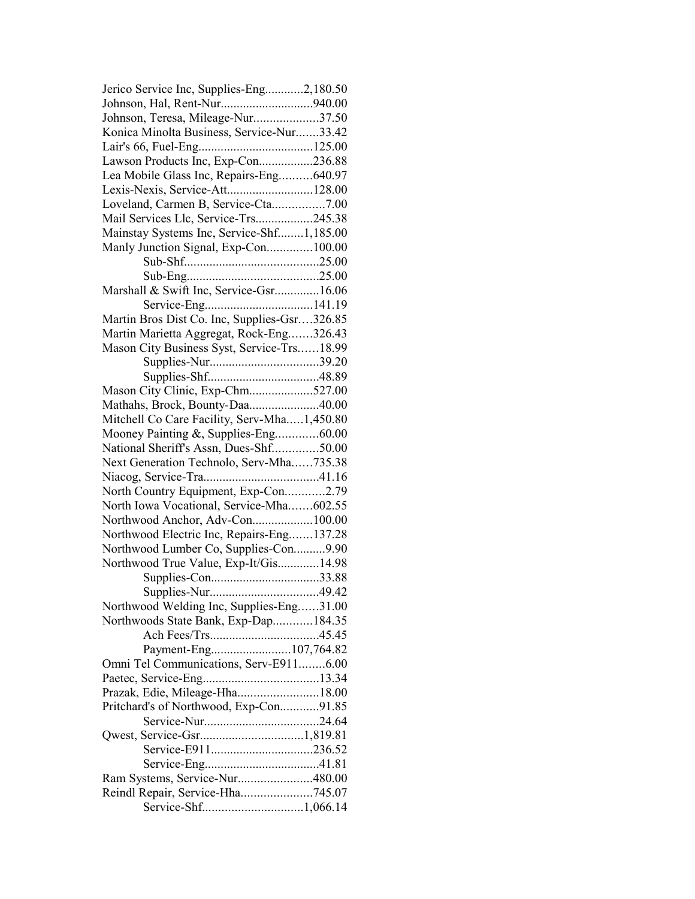Jerico Service Inc, Supplies-Eng............2,180.50
Johnson, Hal, Rent-Nur............................940.00
Johnson, Teresa, Mileage-Nur....................37.50
Konica Minolta Business, Service-Nur.......33.42
Lair's 66, Fuel-Eng....................................125.00
Lawson Products Inc, Exp-Con.................236.88
Lea Mobile Glass Inc, Repairs-Eng..........640.97
Lexis-Nexis, Service-Att...........................128.00
Loveland, Carmen B, Service-Cta................7.00
Mail Services Llc, Service-Trs..................245.38
Mainstay Systems Inc, Service-Shf........1,185.00
Manly Junction Signal, Exp-Con..............100.00
Sub-Shf..........................................25.00
Sub-Eng..........................................25.00
Marshall & Swift Inc, Service-Gsr..............16.06
Service-Eng..................................141.19
Martin Bros Dist Co. Inc, Supplies-Gsr....326.85
Martin Marietta Aggregat, Rock-Eng.......326.43
Mason City Business Syst, Service-Trs......18.99
Supplies-Nur..................................39.20
Supplies-Shf..................................48.89
Mason City Clinic, Exp-Chm....................527.00
Mathahs, Brock, Bounty-Daa......................40.00
Mitchell Co Care Facility, Serv-Mha.....1,450.80
Mooney Painting &, Supplies-Eng.............60.00
National Sheriff's Assn, Dues-Shf..............50.00
Next Generation Technolo, Serv-Mha......735.38
Niacog, Service-Tra....................................41.16
North Country Equipment, Exp-Con............2.79
North Iowa Vocational, Service-Mha.......602.55
Northwood Anchor, Adv-Con...................100.00
Northwood Electric Inc, Repairs-Eng.......137.28
Northwood Lumber Co, Supplies-Con..........9.90
Northwood True Value, Exp-It/Gis.............14.98
Supplies-Con..................................33.88
Supplies-Nur..................................49.42
Northwood Welding Inc, Supplies-Eng......31.00
Northwoods State Bank, Exp-Dap............184.35
Ach Fees/Trs..................................45.45
Payment-Eng.........................107,764.82
Omni Tel Communications, Serv-E911........6.00
Paetec, Service-Eng....................................13.34
Prazak, Edie, Mileage-Hha.........................18.00
Pritchard's of Northwood, Exp-Con............91.85
Service-Nur...................................24.64
Qwest, Service-Gsr................................1,819.81
Service-E911................................236.52
Service-Eng...................................41.81
Ram Systems, Service-Nur.......................480.00
Reindl Repair, Service-Hha......................745.07
Service-Shf...............................1,066.14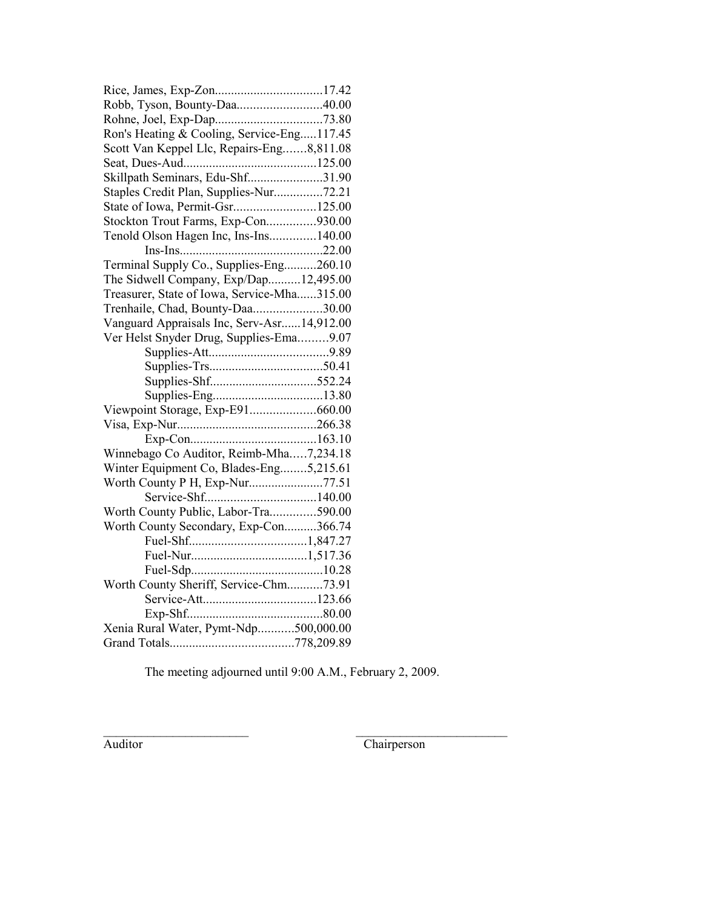Rice, James, Exp-Zon.................................17.42
Robb, Tyson, Bounty-Daa..........................40.00
Rohne, Joel, Exp-Dap.................................73.80
Ron's Heating & Cooling, Service-Eng.....117.45
Scott Van Keppel Llc, Repairs-Eng.......8,811.08
Seat, Dues-Aud.........................................125.00
Skillpath Seminars, Edu-Shf.......................31.90
Staples Credit Plan, Supplies-Nur...............72.21
State of Iowa, Permit-Gsr.........................125.00
Stockton Trout Farms, Exp-Con...............930.00
Tenold Olson Hagen Inc, Ins-Ins..............140.00
Ins-Ins...........................................22.00
Terminal Supply Co., Supplies-Eng..........260.10
The Sidwell Company, Exp/Dap..........12,495.00
Treasurer, State of Iowa, Service-Mha......315.00
Trenhaile, Chad, Bounty-Daa.....................30.00
Vanguard Appraisals Inc, Serv-Asr......14,912.00
Ver Helst Snyder Drug, Supplies-Ema.........9.07
Supplies-Att....................................9.89
Supplies-Trs...................................50.41
Supplies-Shf.................................552.24
Supplies-Eng..................................13.80
Viewpoint Storage, Exp-E91....................660.00
Visa, Exp-Nur...........................................266.38
Exp-Con.......................................163.10
Winnebago Co Auditor, Reimb-Mha.....7,234.18
Winter Equipment Co, Blades-Eng........5,215.61
Worth County P H, Exp-Nur.......................77.51
Service-Shf..................................140.00
Worth County Public, Labor-Tra..............590.00
Worth County Secondary, Exp-Con..........366.74
Fuel-Shf....................................1,847.27
Fuel-Nur....................................1,517.36
Fuel-Sdp.........................................10.28
Worth County Sheriff, Service-Chm...........73.91
Service-Att...................................123.66
Exp-Shf..........................................80.00
Xenia Rural Water, Pymt-Ndp...........500,000.00
Grand Totals......................................778,209.89

The meeting adjourned until 9:00 A.M., February 2, 2009.

________________________ ________________________
Auditor Chairperson